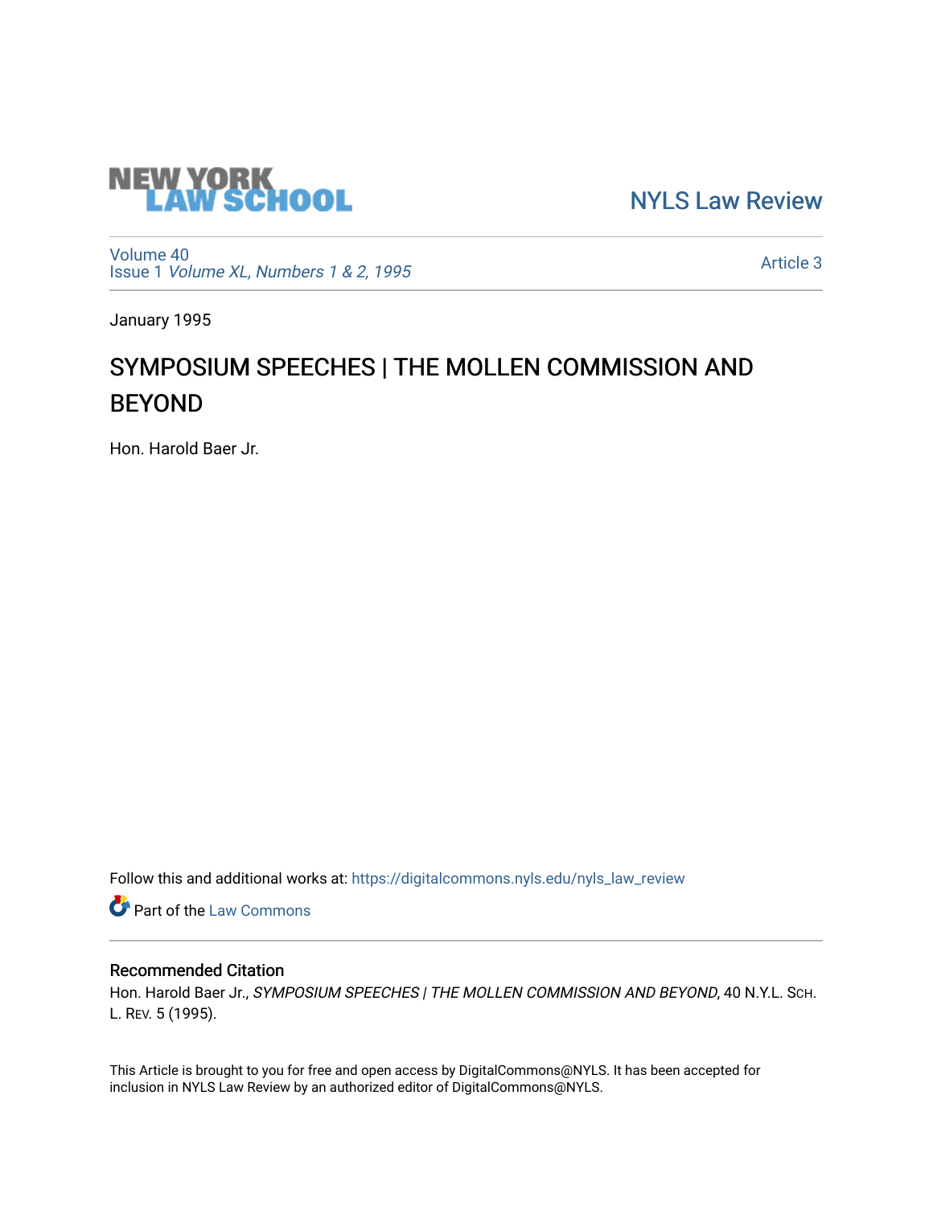NEW YORK LAW SCHOOL

NYLS Law Review

Volume 40
Issue 1 *Volume XL, Numbers 1 & 2, 1995*

Article 3

January 1995

# SYMPOSIUM SPEECHES | THE MOLLEN COMMISSION AND BEYOND

Hon. Harold Baer Jr.

Follow this and additional works at: https://digitalcommons.nyls.edu/nyls_law_review

Part of the Law Commons

## Recommended Citation

Hon. Harold Baer Jr., *SYMPOSIUM SPEECHES | THE MOLLEN COMMISSION AND BEYOND*, 40 N.Y.L. Sch. L. Rev. 5 (1995).

This Article is brought to you for free and open access by DigitalCommons@NYLS. It has been accepted for inclusion in NYLS Law Review by an authorized editor of DigitalCommons@NYLS.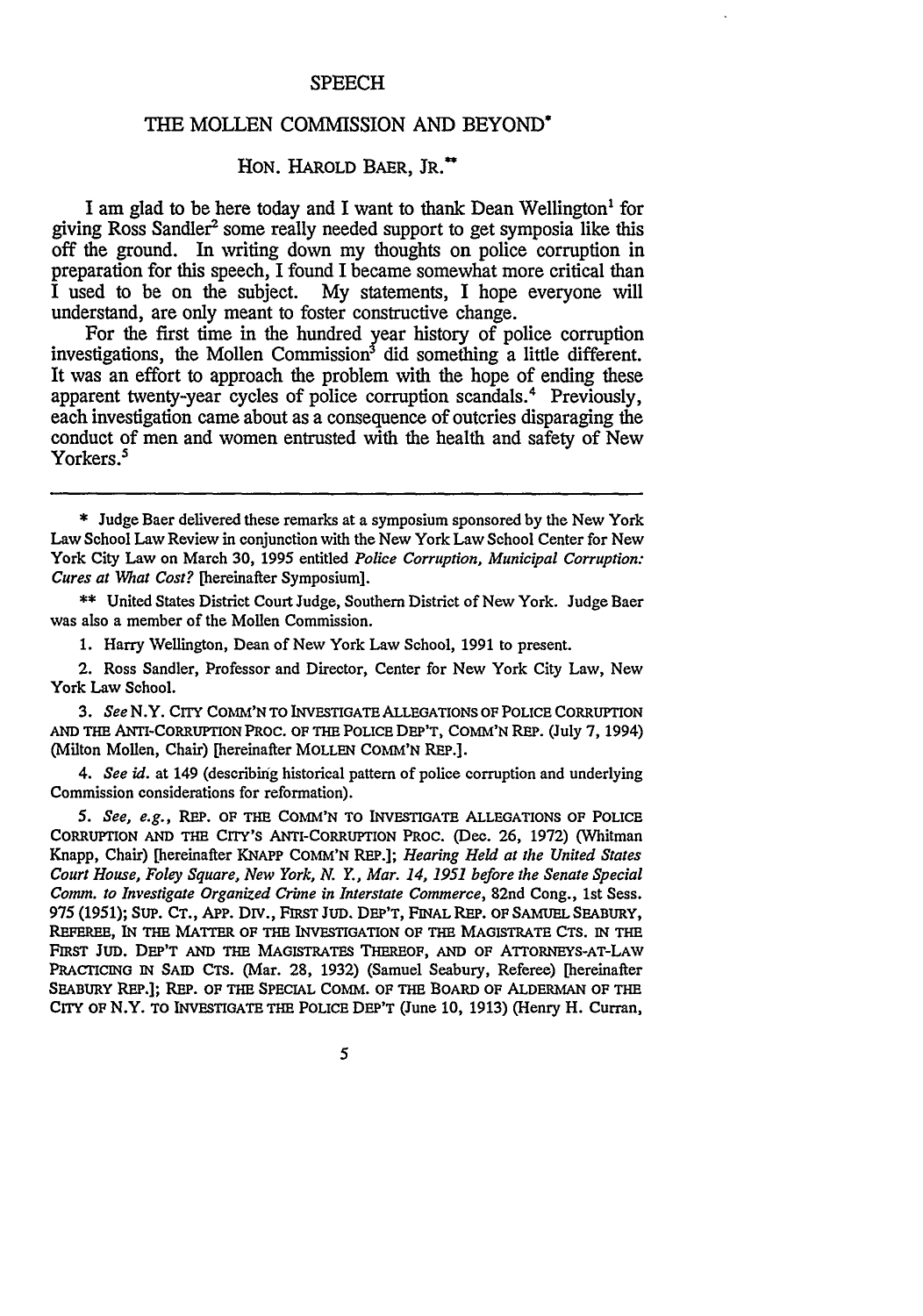SPEECH

# THE MOLLEN COMMISSION AND BEYOND*

HON. HAROLD BAER, JR.**

I am glad to be here today and I want to thank Dean Wellington[1] for giving Ross Sandler[2] some really needed support to get symposia like this off the ground. In writing down my thoughts on police corruption in preparation for this speech, I found I became somewhat more critical than I used to be on the subject. My statements, I hope everyone will understand, are only meant to foster constructive change.

For the first time in the hundred year history of police corruption investigations, the Mollen Commission[3] did something a little different. It was an effort to approach the problem with the hope of ending these apparent twenty-year cycles of police corruption scandals.[4] Previously, each investigation came about as a consequence of outcries disparaging the conduct of men and women entrusted with the health and safety of New Yorkers.[5]

---

\* Judge Baer delivered these remarks at a symposium sponsored by the New York Law School Law Review in conjunction with the New York Law School Center for New York City Law on March 30, 1995 entitled *Police Corruption, Municipal Corruption: Cures at What Cost?* [hereinafter Symposium].

\*\* United States District Court Judge, Southern District of New York. Judge Baer was also a member of the Mollen Commission.

1. Harry Wellington, Dean of New York Law School, 1991 to present.

2. Ross Sandler, Professor and Director, Center for New York City Law, New York Law School.

3. *See* N.Y. CITY COMM'N TO INVESTIGATE ALLEGATIONS OF POLICE CORRUPTION AND THE ANTI-CORRUPTION PROC. OF THE POLICE DEP'T, COMM'N REP. (July 7, 1994) (Milton Mollen, Chair) [hereinafter MOLLEN COMM'N REP.].

4. *See id.* at 149 (describing historical pattern of police corruption and underlying Commission considerations for reformation).

5. *See, e.g.*, REP. OF THE COMM'N TO INVESTIGATE ALLEGATIONS OF POLICE CORRUPTION AND THE CITY'S ANTI-CORRUPTION PROC. (Dec. 26, 1972) (Whitman Knapp, Chair) [hereinafter KNAPP COMM'N REP.]; *Hearing Held at the United States Court House, Foley Square, New York, N. Y., Mar. 14, 1951 before the Senate Special Comm. to Investigate Organized Crime in Interstate Commerce*, 82nd Cong., 1st Sess. 975 (1951); SUP. CT., APP. DIV., FIRST JUD. DEP'T, FINAL REP. OF SAMUEL SEABURY, REFEREE, IN THE MATTER OF THE INVESTIGATION OF THE MAGISTRATE CTS. IN THE FIRST JUD. DEP'T AND THE MAGISTRATES THEREOF, AND OF ATTORNEYS-AT-LAW PRACTICING IN SAID CTS. (Mar. 28, 1932) (Samuel Seabury, Referee) [hereinafter SEABURY REP.]; REP. OF THE SPECIAL COMM. OF THE BOARD OF ALDERMAN OF THE CITY OF N.Y. TO INVESTIGATE THE POLICE DEP'T (June 10, 1913) (Henry H. Curran,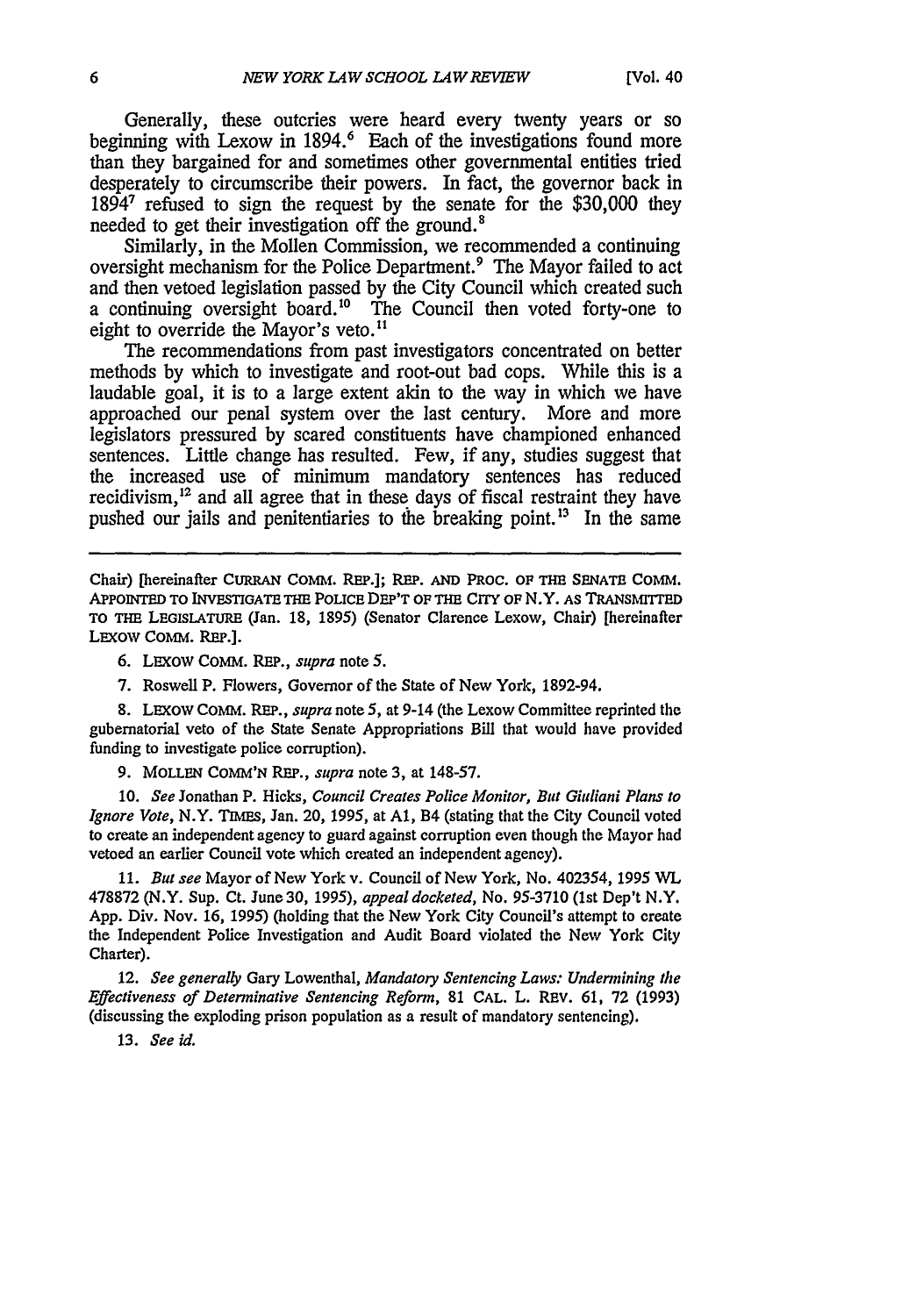Generally, these outcries were heard every twenty years or so beginning with Lexow in 1894.[6] Each of the investigations found more than they bargained for and sometimes other governmental entities tried desperately to circumscribe their powers. In fact, the governor back in 1894[7] refused to sign the request by the senate for the $30,000 they needed to get their investigation off the ground.[8]

Similarly, in the Mollen Commission, we recommended a continuing oversight mechanism for the Police Department.[9] The Mayor failed to act and then vetoed legislation passed by the City Council which created such a continuing oversight board.[10] The Council then voted forty-one to eight to override the Mayor's veto.[11]

The recommendations from past investigators concentrated on better methods by which to investigate and root-out bad cops. While this is a laudable goal, it is to a large extent akin to the way in which we have approached our penal system over the last century. More and more legislators pressured by scared constituents have championed enhanced sentences. Little change has resulted. Few, if any, studies suggest that the increased use of minimum mandatory sentences has reduced recidivism,[12] and all agree that in these days of fiscal restraint they have pushed our jails and penitentiaries to the breaking point.[13] In the same

---

Chair) [hereinafter CURRAN COMM. REP.]; REP. AND PROC. OF THE SENATE COMM. APPOINTED TO INVESTIGATE THE POLICE DEP'T OF THE CITY OF N.Y. AS TRANSMITTED TO THE LEGISLATURE (Jan. 18, 1895) (Senator Clarence Lexow, Chair) [hereinafter LEXOW COMM. REP.].

6. LEXOW COMM. REP., *supra* note 5.

7. Roswell P. Flowers, Governor of the State of New York, 1892-94.

8. LEXOW COMM. REP., *supra* note 5, at 9-14 (the Lexow Committee reprinted the gubernatorial veto of the State Senate Appropriations Bill that would have provided funding to investigate police corruption).

9. MOLLEN COMM'N REP., *supra* note 3, at 148-57.

10. *See* Jonathan P. Hicks, *Council Creates Police Monitor, But Giuliani Plans to Ignore Vote*, N.Y. TIMES, Jan. 20, 1995, at A1, B4 (stating that the City Council voted to create an independent agency to guard against corruption even though the Mayor had vetoed an earlier Council vote which created an independent agency).

11. *But see* Mayor of New York v. Council of New York, No. 402354, 1995 WL 478872 (N.Y. Sup. Ct. June 30, 1995), *appeal docketed*, No. 95-3710 (1st Dep't N.Y. App. Div. Nov. 16, 1995) (holding that the New York City Council's attempt to create the Independent Police Investigation and Audit Board violated the New York City Charter).

12. *See generally* Gary Lowenthal, *Mandatory Sentencing Laws: Undermining the Effectiveness of Determinative Sentencing Reform*, 81 CAL. L. REV. 61, 72 (1993) (discussing the exploding prison population as a result of mandatory sentencing).

13. *See id.*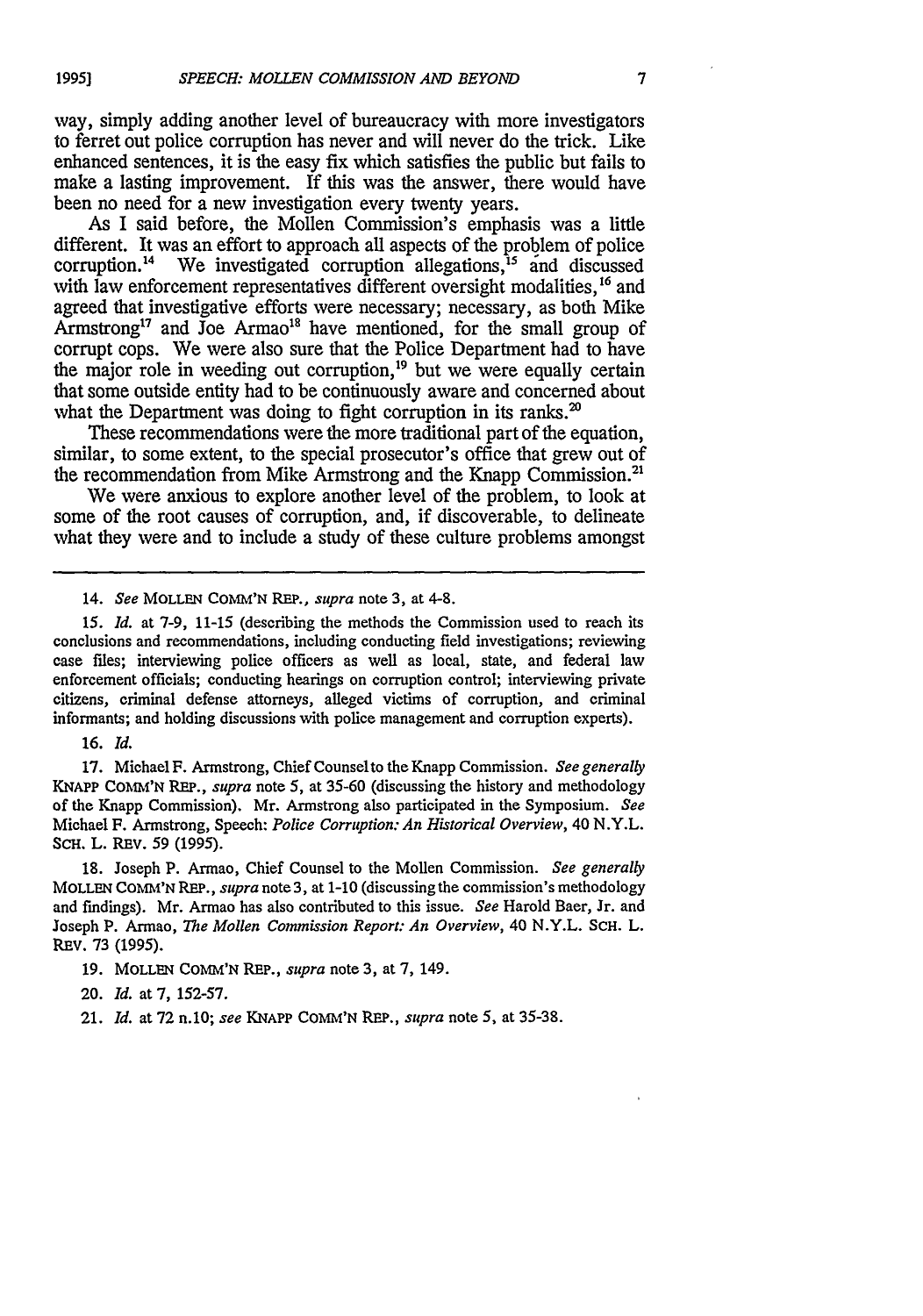way, simply adding another level of bureaucracy with more investigators to ferret out police corruption has never and will never do the trick. Like enhanced sentences, it is the easy fix which satisfies the public but fails to make a lasting improvement. If this was the answer, there would have been no need for a new investigation every twenty years.

As I said before, the Mollen Commission's emphasis was a little different. It was an effort to approach all aspects of the problem of police corruption.[14] We investigated corruption allegations,[15] and discussed with law enforcement representatives different oversight modalities,[16] and agreed that investigative efforts were necessary; necessary, as both Mike Armstrong[17] and Joe Armao[18] have mentioned, for the small group of corrupt cops. We were also sure that the Police Department had to have the major role in weeding out corruption,[19] but we were equally certain that some outside entity had to be continuously aware and concerned about what the Department was doing to fight corruption in its ranks.[20]

These recommendations were the more traditional part of the equation, similar, to some extent, to the special prosecutor's office that grew out of the recommendation from Mike Armstrong and the Knapp Commission.[21]

We were anxious to explore another level of the problem, to look at some of the root causes of corruption, and, if discoverable, to delineate what they were and to include a study of these culture problems amongst

---

14. *See* MOLLEN COMM'N REP., *supra* note 3, at 4-8.

15. *Id.* at 7-9, 11-15 (describing the methods the Commission used to reach its conclusions and recommendations, including conducting field investigations; reviewing case files; interviewing police officers as well as local, state, and federal law enforcement officials; conducting hearings on corruption control; interviewing private citizens, criminal defense attorneys, alleged victims of corruption, and criminal informants; and holding discussions with police management and corruption experts).

16. *Id.*

17. Michael F. Armstrong, Chief Counsel to the Knapp Commission. *See generally* KNAPP COMM'N REP., *supra* note 5, at 35-60 (discussing the history and methodology of the Knapp Commission). Mr. Armstrong also participated in the Symposium. *See* Michael F. Armstrong, Speech: *Police Corruption: An Historical Overview*, 40 N.Y.L. SCH. L. REV. 59 (1995).

18. Joseph P. Armao, Chief Counsel to the Mollen Commission. *See generally* MOLLEN COMM'N REP., *supra* note 3, at 1-10 (discussing the commission's methodology and findings). Mr. Armao has also contributed to this issue. *See* Harold Baer, Jr. and Joseph P. Armao, *The Mollen Commission Report: An Overview*, 40 N.Y.L. SCH. L. REV. 73 (1995).

19. MOLLEN COMM'N REP., *supra* note 3, at 7, 149.

20. *Id.* at 7, 152-57.

21. *Id.* at 72 n.10; *see* KNAPP COMM'N REP., *supra* note 5, at 35-38.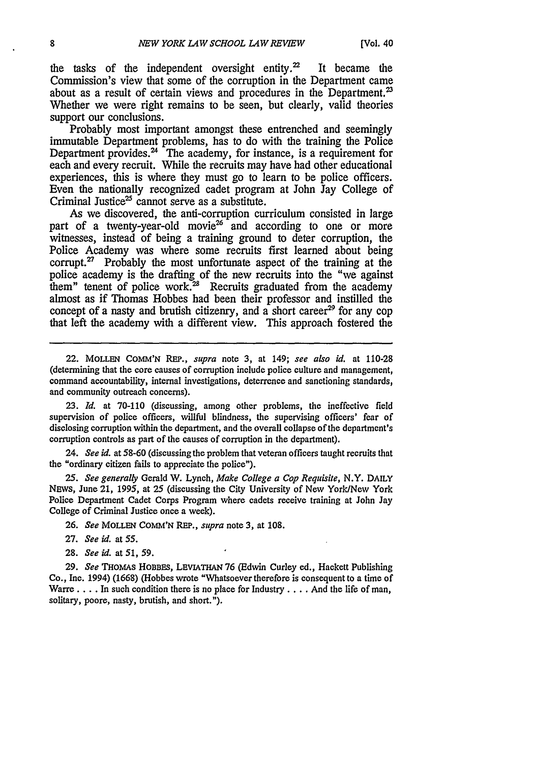the tasks of the independent oversight entity.[22] It became the Commission's view that some of the corruption in the Department came about as a result of certain views and procedures in the Department.[23] Whether we were right remains to be seen, but clearly, valid theories support our conclusions.

Probably most important amongst these entrenched and seemingly immutable Department problems, has to do with the training the Police Department provides.[24] The academy, for instance, is a requirement for each and every recruit. While the recruits may have had other educational experiences, this is where they must go to learn to be police officers. Even the nationally recognized cadet program at John Jay College of Criminal Justice[25] cannot serve as a substitute.

As we discovered, the anti-corruption curriculum consisted in large part of a twenty-year-old movie[26] and according to one or more witnesses, instead of being a training ground to deter corruption, the Police Academy was where some recruits first learned about being corrupt.[27] Probably the most unfortunate aspect of the training at the police academy is the drafting of the new recruits into the "we against them" tenent of police work.[28] Recruits graduated from the academy almost as if Thomas Hobbes had been their professor and instilled the concept of a nasty and brutish citizenry, and a short career[29] for any cop that left the academy with a different view. This approach fostered the

---

22. MOLLEN COMM'N REP., *supra* note 3, at 149; *see also id.* at 110-28 (determining that the core causes of corruption include police culture and management, command accountability, internal investigations, deterrence and sanctioning standards, and community outreach concerns).

23. *Id.* at 70-110 (discussing, among other problems, the ineffective field supervision of police officers, willful blindness, the supervising officers' fear of disclosing corruption within the department, and the overall collapse of the department's corruption controls as part of the causes of corruption in the department).

24. *See id.* at 58-60 (discussing the problem that veteran officers taught recruits that the "ordinary citizen fails to appreciate the police").

25. *See generally* Gerald W. Lynch, *Make College a Cop Requisite*, N.Y. DAILY NEWS, June 21, 1995, at 25 (discussing the City University of New York/New York Police Department Cadet Corps Program where cadets receive training at John Jay College of Criminal Justice once a week).

26. *See* MOLLEN COMM'N REP., *supra* note 3, at 108.

27. *See id.* at 55.

28. *See id.* at 51, 59.

29. *See* THOMAS HOBBES, LEVIATHAN 76 (Edwin Curley ed., Hackett Publishing Co., Inc. 1994) (1668) (Hobbes wrote "Whatsoever therefore is consequent to a time of Warre . . . . In such condition there is no place for Industry . . . . And the life of man, solitary, poore, nasty, brutish, and short.").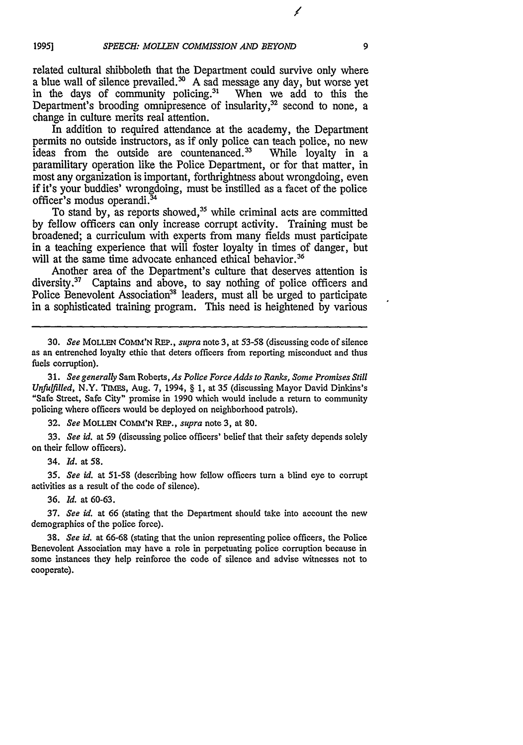related cultural shibboleth that the Department could survive only where a blue wall of silence prevailed.[30] A sad message any day, but worse yet in the days of community policing.[31] When we add to this the Department's brooding omnipresence of insularity,[32] second to none, a change in culture merits real attention.

In addition to required attendance at the academy, the Department permits no outside instructors, as if only police can teach police, no new ideas from the outside are countenanced.[33] While loyalty in a paramilitary operation like the Police Department, or for that matter, in most any organization is important, forthrightness about wrongdoing, even if it's your buddies' wrongdoing, must be instilled as a facet of the police officer's modus operandi.[34]

To stand by, as reports showed,[35] while criminal acts are committed by fellow officers can only increase corrupt activity. Training must be broadened; a curriculum with experts from many fields must participate in a teaching experience that will foster loyalty in times of danger, but will at the same time advocate enhanced ethical behavior.[36]

Another area of the Department's culture that deserves attention is diversity.[37] Captains and above, to say nothing of police officers and Police Benevolent Association[38] leaders, must all be urged to participate in a sophisticated training program. This need is heightened by various

---

30. *See* MOLLEN COMM'N REP., *supra* note 3, at 53-58 (discussing code of silence as an entrenched loyalty ethic that deters officers from reporting misconduct and thus fuels corruption).

31. *See generally* Sam Roberts, *As Police Force Adds to Ranks, Some Promises Still Unfulfilled*, N.Y. TIMES, Aug. 7, 1994, § 1, at 35 (discussing Mayor David Dinkins's "Safe Street, Safe City" promise in 1990 which would include a return to community policing where officers would be deployed on neighborhood patrols).

32. *See* MOLLEN COMM'N REP., *supra* note 3, at 80.

33. *See id.* at 59 (discussing police officers' belief that their safety depends solely on their fellow officers).

34. *Id.* at 58.

35. *See id.* at 51-58 (describing how fellow officers turn a blind eye to corrupt activities as a result of the code of silence).

36. *Id.* at 60-63.

37. *See id.* at 66 (stating that the Department should take into account the new demographics of the police force).

38. *See id.* at 66-68 (stating that the union representing police officers, the Police Benevolent Association may have a role in perpetuating police corruption because in some instances they help reinforce the code of silence and advise witnesses not to cooperate).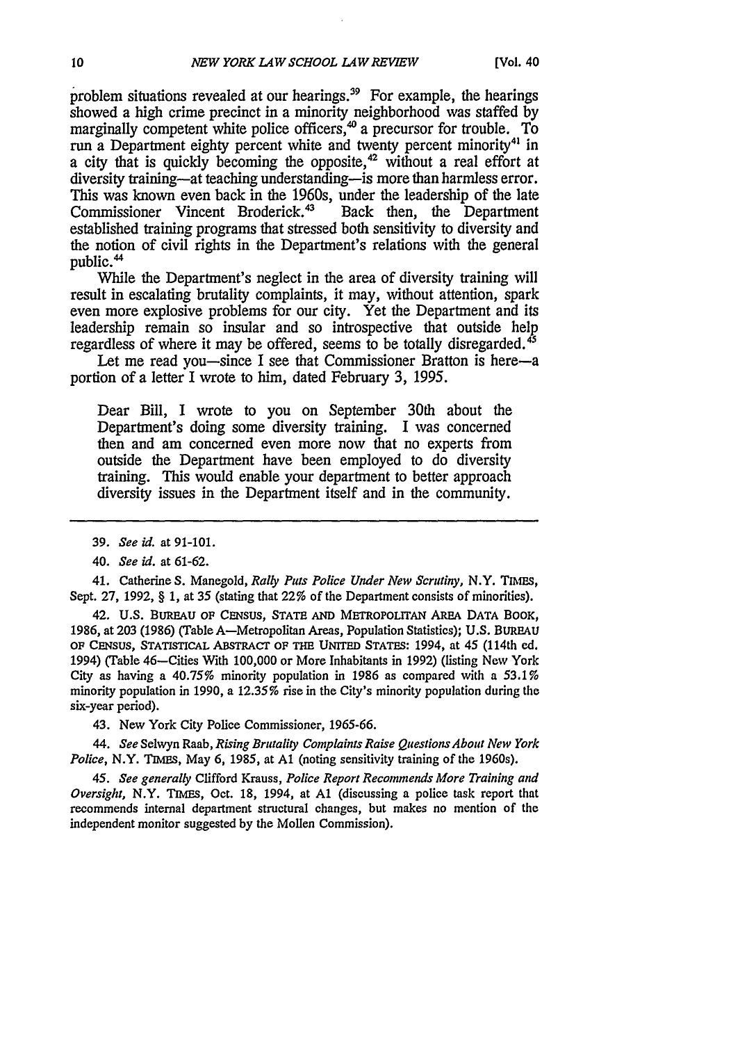problem situations revealed at our hearings.[39] For example, the hearings showed a high crime precinct in a minority neighborhood was staffed by marginally competent white police officers,[40] a precursor for trouble. To run a Department eighty percent white and twenty percent minority[41] in a city that is quickly becoming the opposite,[42] without a real effort at diversity training—at teaching understanding—is more than harmless error. This was known even back in the 1960s, under the leadership of the late Commissioner Vincent Broderick.[43] Back then, the Department established training programs that stressed both sensitivity to diversity and the notion of civil rights in the Department's relations with the general public.[44]

While the Department's neglect in the area of diversity training will result in escalating brutality complaints, it may, without attention, spark even more explosive problems for our city. Yet the Department and its leadership remain so insular and so introspective that outside help regardless of where it may be offered, seems to be totally disregarded.[45]

Let me read you—since I see that Commissioner Bratton is here—a portion of a letter I wrote to him, dated February 3, 1995.

> Dear Bill, I wrote to you on September 30th about the Department's doing some diversity training. I was concerned then and am concerned even more now that no experts from outside the Department have been employed to do diversity training. This would enable your department to better approach diversity issues in the Department itself and in the community.

---

39. *See id.* at 91-101.

40. *See id.* at 61-62.

41. Catherine S. Manegold, *Rally Puts Police Under New Scrutiny*, N.Y. TIMES, Sept. 27, 1992, § 1, at 35 (stating that 22% of the Department consists of minorities).

42. U.S. BUREAU OF CENSUS, STATE AND METROPOLITAN AREA DATA BOOK, 1986, at 203 (1986) (Table A—Metropolitan Areas, Population Statistics); U.S. BUREAU OF CENSUS, STATISTICAL ABSTRACT OF THE UNITED STATES: 1994, at 45 (114th ed. 1994) (Table 46—Cities With 100,000 or More Inhabitants in 1992) (listing New York City as having a 40.75% minority population in 1986 as compared with a 53.1% minority population in 1990, a 12.35% rise in the City's minority population during the six-year period).

43. New York City Police Commissioner, 1965-66.

44. *See* Selwyn Raab, *Rising Brutality Complaints Raise Questions About New York Police*, N.Y. TIMES, May 6, 1985, at A1 (noting sensitivity training of the 1960s).

45. *See generally* Clifford Krauss, *Police Report Recommends More Training and Oversight*, N.Y. TIMES, Oct. 18, 1994, at A1 (discussing a police task report that recommends internal department structural changes, but makes no mention of the independent monitor suggested by the Mollen Commission).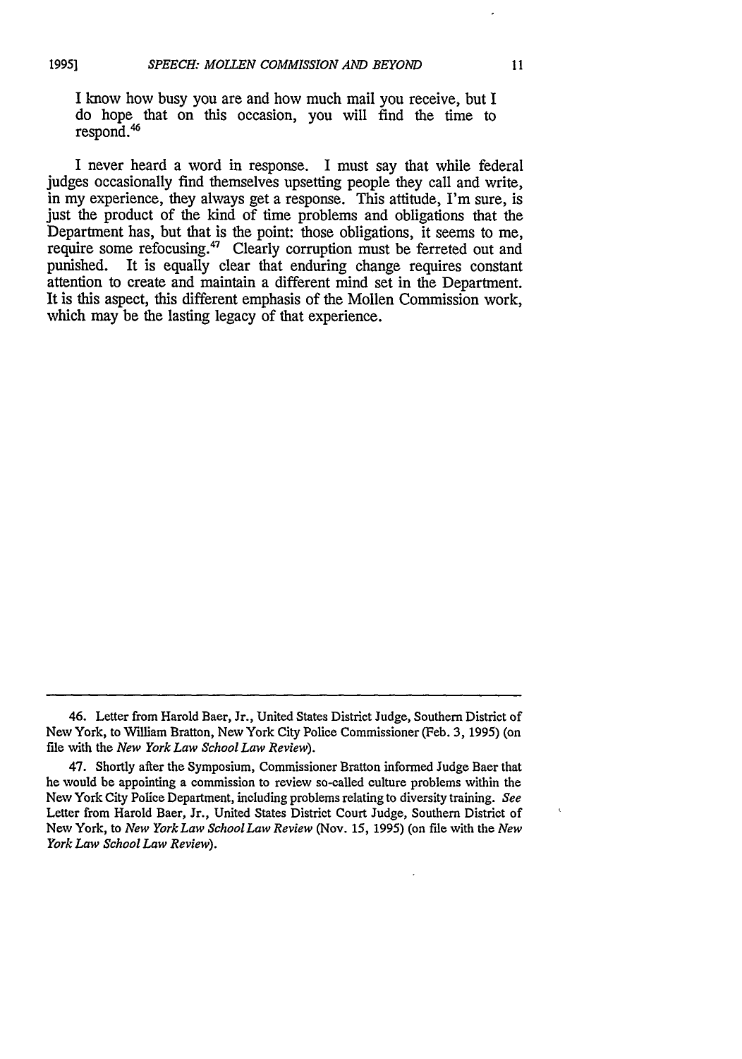> I know how busy you are and how much mail you receive, but I do hope that on this occasion, you will find the time to respond.[46]

I never heard a word in response. I must say that while federal judges occasionally find themselves upsetting people they call and write, in my experience, they always get a response. This attitude, I'm sure, is just the product of the kind of time problems and obligations that the Department has, but that is the point: those obligations, it seems to me, require some refocusing.[47] Clearly corruption must be ferreted out and punished. It is equally clear that enduring change requires constant attention to create and maintain a different mind set in the Department. It is this aspect, this different emphasis of the Mollen Commission work, which may be the lasting legacy of that experience.

---

46. Letter from Harold Baer, Jr., United States District Judge, Southern District of New York, to William Bratton, New York City Police Commissioner (Feb. 3, 1995) (on file with the *New York Law School Law Review*).

47. Shortly after the Symposium, Commissioner Bratton informed Judge Baer that he would be appointing a commission to review so-called culture problems within the New York City Police Department, including problems relating to diversity training. *See* Letter from Harold Baer, Jr., United States District Court Judge, Southern District of New York, to *New York Law School Law Review* (Nov. 15, 1995) (on file with the *New York Law School Law Review*).